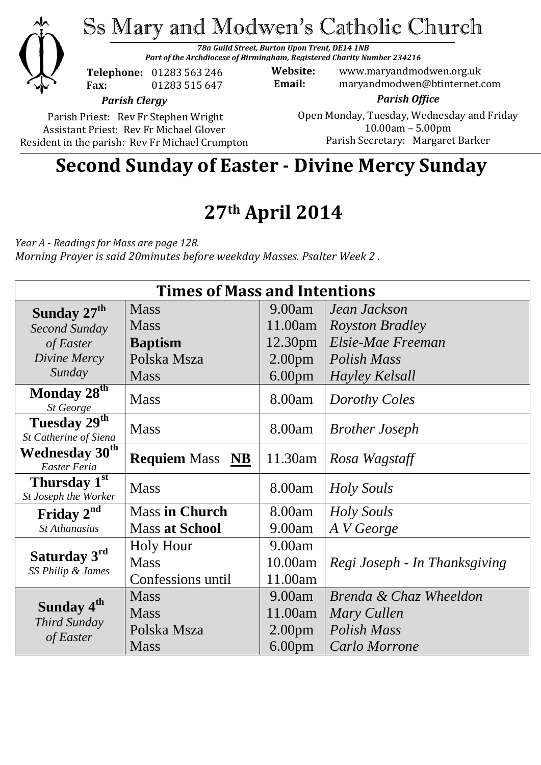# Ss Mary and Modwen's Catholic Church

*78a Guild Street, Burton Upon Trent, DE14 1NB*
*Part of the Archdiocese of Birmingham, Registered Charity Number 234216*

**Telephone:** 01283 563 246
**Fax:** 01283 515 647

**Website:** www.maryandmodwen.org.uk
**Email:** maryandmodwen@btinternet.com

***Parish Clergy***

Parish Priest: Rev Fr Stephen Wright
Assistant Priest: Rev Fr Michael Glover
Resident in the parish: Rev Fr Michael Crumpton

***Parish Office***

Open Monday, Tuesday, Wednesday and Friday
10.00am – 5.00pm
Parish Secretary: Margaret Barker

## Second Sunday of Easter - Divine Mercy Sunday

## 27th April 2014

*Year A - Readings for Mass are page 128.*
*Morning Prayer is said 20minutes before weekday Masses. Psalter Week 2 .*

| **Times of Mass and Intentions** | | | |
|---|---|---|---|
| **Sunday 27th** *Second Sunday of Easter Divine Mercy Sunday* | Mass | 9.00am | *Jean Jackson* |
| | Mass | 11.00am | *Royston Bradley* |
| | **Baptism** | 12.30pm | *Elsie-Mae Freeman* |
| | Polska Msza | 2.00pm | *Polish Mass* |
| | Mass | 6.00pm | *Hayley Kelsall* |
| **Monday 28th** *St George* | Mass | 8.00am | *Dorothy Coles* |
| **Tuesday 29th** *St Catherine of Siena* | Mass | 8.00am | *Brother Joseph* |
| **Wednesday 30th** *Easter Feria* | **Requiem** Mass **NB** | 11.30am | *Rosa Wagstaff* |
| **Thursday 1st** *St Joseph the Worker* | Mass | 8.00am | *Holy Souls* |
| **Friday 2nd** *St Athanasius* | Mass **in Church** | 8.00am | *Holy Souls* |
| | Mass **at School** | 9.00am | *A V George* |
| **Saturday 3rd** *SS Philip & James* | Holy Hour | 9.00am | |
| | Mass | 10.00am | *Regi Joseph - In Thanksgiving* |
| | Confessions until | 11.00am | |
| **Sunday 4th** *Third Sunday of Easter* | Mass | 9.00am | *Brenda & Chaz Wheeldon* |
| | Mass | 11.00am | *Mary Cullen* |
| | Polska Msza | 2.00pm | *Polish Mass* |
| | Mass | 6.00pm | *Carlo Morrone* |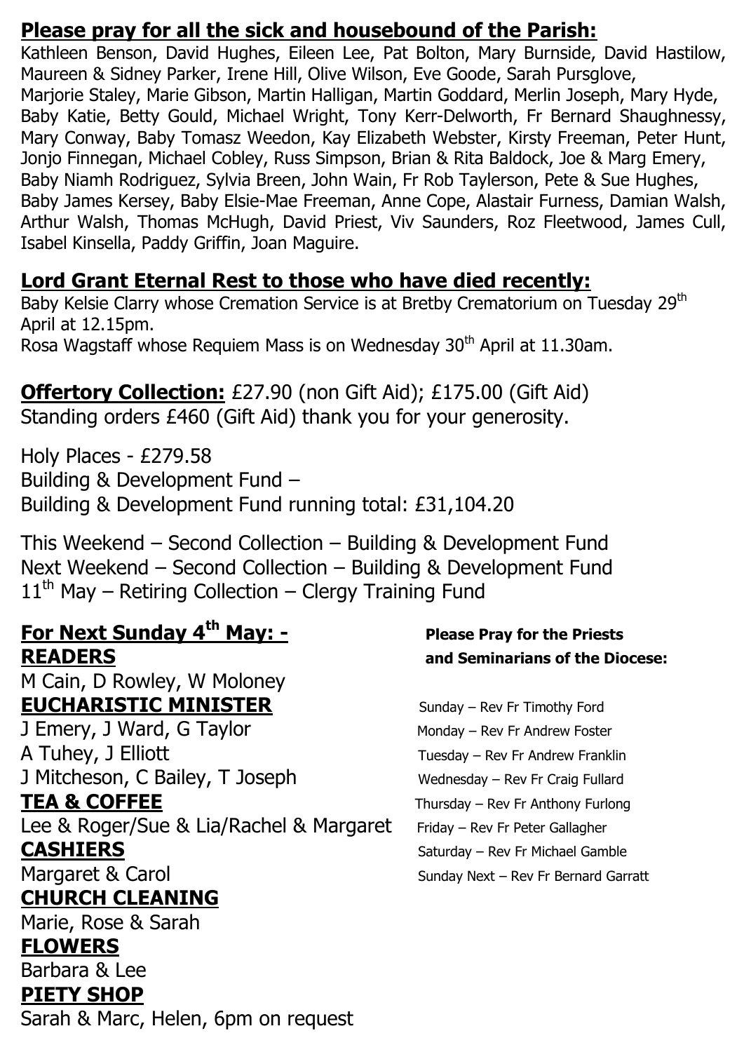## Please pray for all the sick and housebound of the Parish:

Kathleen Benson, David Hughes, Eileen Lee, Pat Bolton, Mary Burnside, David Hastilow, Maureen & Sidney Parker, Irene Hill, Olive Wilson, Eve Goode, Sarah Pursglove, Marjorie Staley, Marie Gibson, Martin Halligan, Martin Goddard, Merlin Joseph, Mary Hyde, Baby Katie, Betty Gould, Michael Wright, Tony Kerr-Delworth, Fr Bernard Shaughnessy, Mary Conway, Baby Tomasz Weedon, Kay Elizabeth Webster, Kirsty Freeman, Peter Hunt, Jonjo Finnegan, Michael Cobley, Russ Simpson, Brian & Rita Baldock, Joe & Marg Emery, Baby Niamh Rodriguez, Sylvia Breen, John Wain, Fr Rob Taylerson, Pete & Sue Hughes, Baby James Kersey, Baby Elsie-Mae Freeman, Anne Cope, Alastair Furness, Damian Walsh, Arthur Walsh, Thomas McHugh, David Priest, Viv Saunders, Roz Fleetwood, James Cull, Isabel Kinsella, Paddy Griffin, Joan Maguire.

## Lord Grant Eternal Rest to those who have died recently:

Baby Kelsie Clarry whose Cremation Service is at Bretby Crematorium on Tuesday 29th April at 12.15pm.
Rosa Wagstaff whose Requiem Mass is on Wednesday 30th April at 11.30am.

**Offertory Collection:** £27.90 (non Gift Aid); £175.00 (Gift Aid)
Standing orders £460 (Gift Aid) thank you for your generosity.

Holy Places - £279.58
Building & Development Fund –
Building & Development Fund running total: £31,104.20

This Weekend – Second Collection – Building & Development Fund
Next Weekend – Second Collection – Building & Development Fund
11th May – Retiring Collection – Clergy Training Fund

## For Next Sunday 4th May: -

**READERS**
M Cain, D Rowley, W Moloney

**EUCHARISTIC MINISTER**
J Emery, J Ward, G Taylor
A Tuhey, J Elliott
J Mitcheson, C Bailey, T Joseph

**TEA & COFFEE**
Lee & Roger/Sue & Lia/Rachel & Margaret

**CASHIERS**
Margaret & Carol

**CHURCH CLEANING**
Marie, Rose & Sarah

**FLOWERS**
Barbara & Lee

**PIETY SHOP**
Sarah & Marc, Helen, 6pm on request

**Please Pray for the Priests and Seminarians of the Diocese:**

Sunday – Rev Fr Timothy Ford
Monday – Rev Fr Andrew Foster
Tuesday – Rev Fr Andrew Franklin
Wednesday – Rev Fr Craig Fullard
Thursday – Rev Fr Anthony Furlong
Friday – Rev Fr Peter Gallagher
Saturday – Rev Fr Michael Gamble
Sunday Next – Rev Fr Bernard Garratt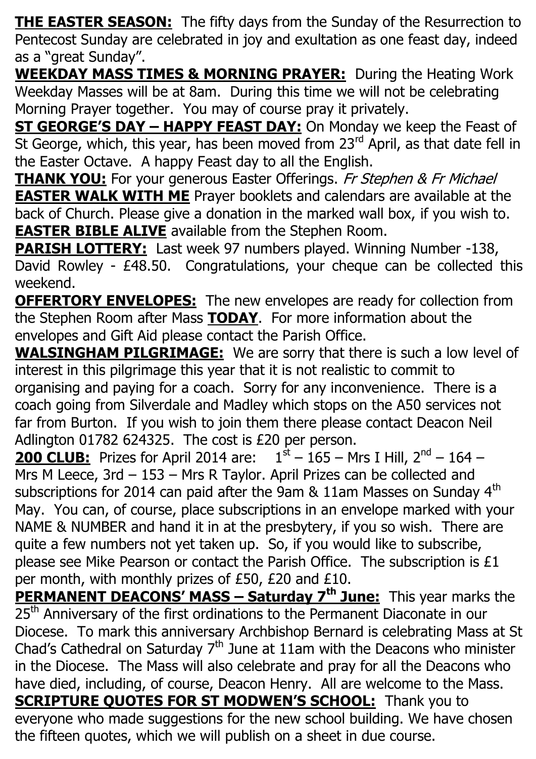**THE EASTER SEASON:** The fifty days from the Sunday of the Resurrection to Pentecost Sunday are celebrated in joy and exultation as one feast day, indeed as a "great Sunday".

**WEEKDAY MASS TIMES & MORNING PRAYER:** During the Heating Work Weekday Masses will be at 8am. During this time we will not be celebrating Morning Prayer together. You may of course pray it privately.

**ST GEORGE'S DAY – HAPPY FEAST DAY:** On Monday we keep the Feast of St George, which, this year, has been moved from 23rd April, as that date fell in the Easter Octave. A happy Feast day to all the English.

**THANK YOU:** For your generous Easter Offerings. *Fr Stephen & Fr Michael*

**EASTER WALK WITH ME** Prayer booklets and calendars are available at the back of Church. Please give a donation in the marked wall box, if you wish to.

**EASTER BIBLE ALIVE** available from the Stephen Room.

**PARISH LOTTERY:** Last week 97 numbers played. Winning Number -138, David Rowley - £48.50. Congratulations, your cheque can be collected this weekend.

**OFFERTORY ENVELOPES:** The new envelopes are ready for collection from the Stephen Room after Mass **TODAY**. For more information about the envelopes and Gift Aid please contact the Parish Office.

**WALSINGHAM PILGRIMAGE:** We are sorry that there is such a low level of interest in this pilgrimage this year that it is not realistic to commit to organising and paying for a coach. Sorry for any inconvenience. There is a coach going from Silverdale and Madley which stops on the A50 services not far from Burton. If you wish to join them there please contact Deacon Neil Adlington 01782 624325. The cost is £20 per person.

**200 CLUB:** Prizes for April 2014 are: 1st – 165 – Mrs I Hill, 2nd – 164 – Mrs M Leece, 3rd – 153 – Mrs R Taylor. April Prizes can be collected and subscriptions for 2014 can paid after the 9am & 11am Masses on Sunday 4th May. You can, of course, place subscriptions in an envelope marked with your NAME & NUMBER and hand it in at the presbytery, if you so wish. There are quite a few numbers not yet taken up. So, if you would like to subscribe, please see Mike Pearson or contact the Parish Office. The subscription is £1 per month, with monthly prizes of £50, £20 and £10.

**PERMANENT DEACONS' MASS – Saturday 7th June:** This year marks the 25th Anniversary of the first ordinations to the Permanent Diaconate in our Diocese. To mark this anniversary Archbishop Bernard is celebrating Mass at St Chad's Cathedral on Saturday 7th June at 11am with the Deacons who minister in the Diocese. The Mass will also celebrate and pray for all the Deacons who have died, including, of course, Deacon Henry. All are welcome to the Mass.

**SCRIPTURE QUOTES FOR ST MODWEN'S SCHOOL:** Thank you to everyone who made suggestions for the new school building. We have chosen the fifteen quotes, which we will publish on a sheet in due course.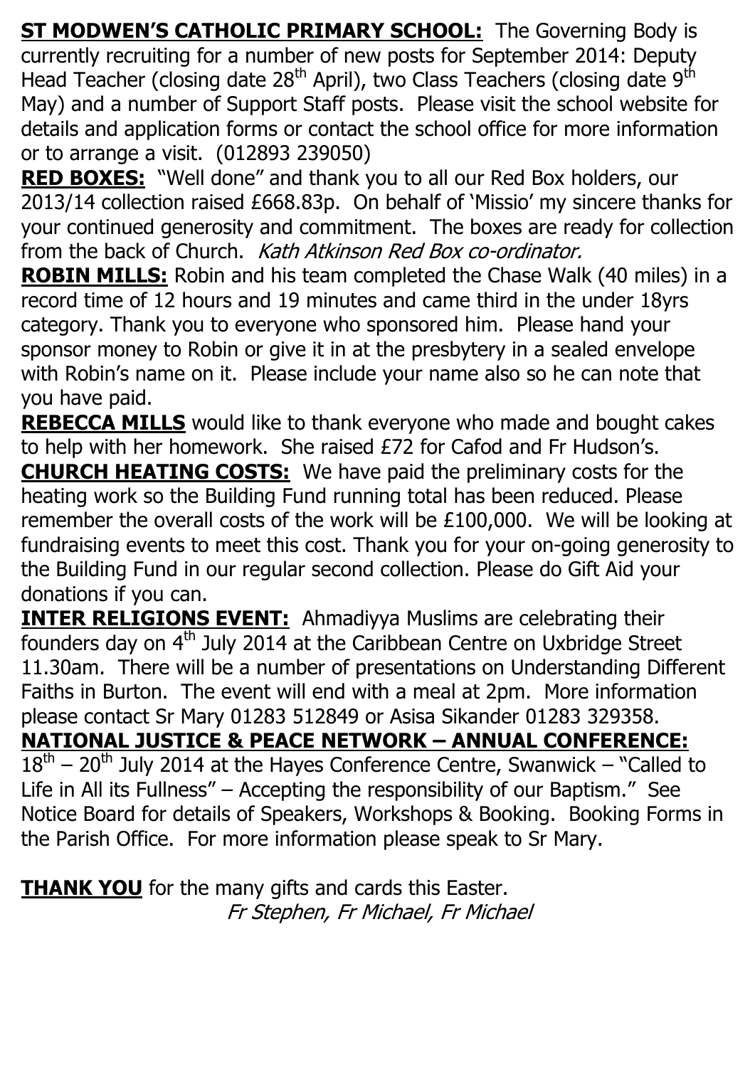**ST MODWEN'S CATHOLIC PRIMARY SCHOOL:** The Governing Body is currently recruiting for a number of new posts for September 2014: Deputy Head Teacher (closing date 28th April), two Class Teachers (closing date 9th May) and a number of Support Staff posts. Please visit the school website for details and application forms or contact the school office for more information or to arrange a visit. (012893 239050)

**RED BOXES:** "Well done" and thank you to all our Red Box holders, our 2013/14 collection raised £668.83p. On behalf of 'Missio' my sincere thanks for your continued generosity and commitment. The boxes are ready for collection from the back of Church. *Kath Atkinson Red Box co-ordinator.*

**ROBIN MILLS:** Robin and his team completed the Chase Walk (40 miles) in a record time of 12 hours and 19 minutes and came third in the under 18yrs category. Thank you to everyone who sponsored him. Please hand your sponsor money to Robin or give it in at the presbytery in a sealed envelope with Robin's name on it. Please include your name also so he can note that you have paid.

**REBECCA MILLS** would like to thank everyone who made and bought cakes to help with her homework. She raised £72 for Cafod and Fr Hudson's.

**CHURCH HEATING COSTS:** We have paid the preliminary costs for the heating work so the Building Fund running total has been reduced. Please remember the overall costs of the work will be £100,000. We will be looking at fundraising events to meet this cost. Thank you for your on-going generosity to the Building Fund in our regular second collection. Please do Gift Aid your donations if you can.

**INTER RELIGIONS EVENT:** Ahmadiyya Muslims are celebrating their founders day on 4th July 2014 at the Caribbean Centre on Uxbridge Street 11.30am. There will be a number of presentations on Understanding Different Faiths in Burton. The event will end with a meal at 2pm. More information please contact Sr Mary 01283 512849 or Asisa Sikander 01283 329358.

**NATIONAL JUSTICE & PEACE NETWORK – ANNUAL CONFERENCE:** 18th – 20th July 2014 at the Hayes Conference Centre, Swanwick – "Called to Life in All its Fullness" – Accepting the responsibility of our Baptism." See Notice Board for details of Speakers, Workshops & Booking. Booking Forms in the Parish Office. For more information please speak to Sr Mary.

**THANK YOU** for the many gifts and cards this Easter.

*Fr Stephen, Fr Michael, Fr Michael*